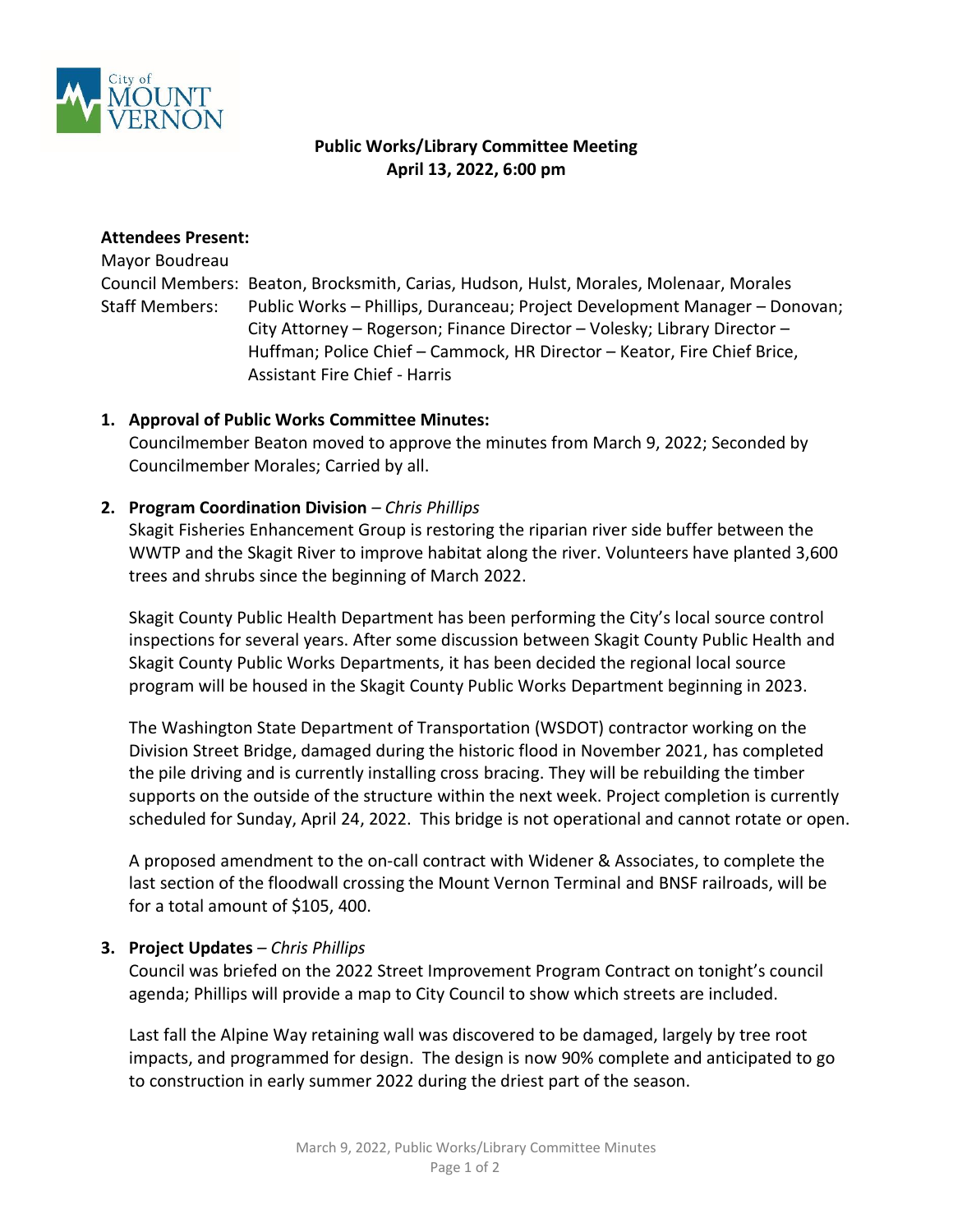**Public Works/Library Committee Meeting**
**April 13, 2022, 6:00 pm**

**Attendees Present:**

Mayor Boudreau

Council Members: Beaton, Brocksmith, Carias, Hudson, Hulst, Morales, Molenaar, Morales

Staff Members: Public Works – Phillips, Duranceau; Project Development Manager – Donovan; City Attorney – Rogerson; Finance Director – Volesky; Library Director – Huffman; Police Chief – Cammock, HR Director – Keator, Fire Chief Brice, Assistant Fire Chief - Harris

1. **Approval of Public Works Committee Minutes:**
   Councilmember Beaton moved to approve the minutes from March 9, 2022; Seconded by Councilmember Morales; Carried by all.

2. **Program Coordination Division** – *Chris Phillips*
   Skagit Fisheries Enhancement Group is restoring the riparian river side buffer between the WWTP and the Skagit River to improve habitat along the river. Volunteers have planted 3,600 trees and shrubs since the beginning of March 2022.

   Skagit County Public Health Department has been performing the City's local source control inspections for several years. After some discussion between Skagit County Public Health and Skagit County Public Works Departments, it has been decided the regional local source program will be housed in the Skagit County Public Works Department beginning in 2023.

   The Washington State Department of Transportation (WSDOT) contractor working on the Division Street Bridge, damaged during the historic flood in November 2021, has completed the pile driving and is currently installing cross bracing. They will be rebuilding the timber supports on the outside of the structure within the next week. Project completion is currently scheduled for Sunday, April 24, 2022. This bridge is not operational and cannot rotate or open.

   A proposed amendment to the on-call contract with Widener & Associates, to complete the last section of the floodwall crossing the Mount Vernon Terminal and BNSF railroads, will be for a total amount of $105, 400.

3. **Project Updates** – *Chris Phillips*
   Council was briefed on the 2022 Street Improvement Program Contract on tonight's council agenda; Phillips will provide a map to City Council to show which streets are included.

   Last fall the Alpine Way retaining wall was discovered to be damaged, largely by tree root impacts, and programmed for design. The design is now 90% complete and anticipated to go to construction in early summer 2022 during the driest part of the season.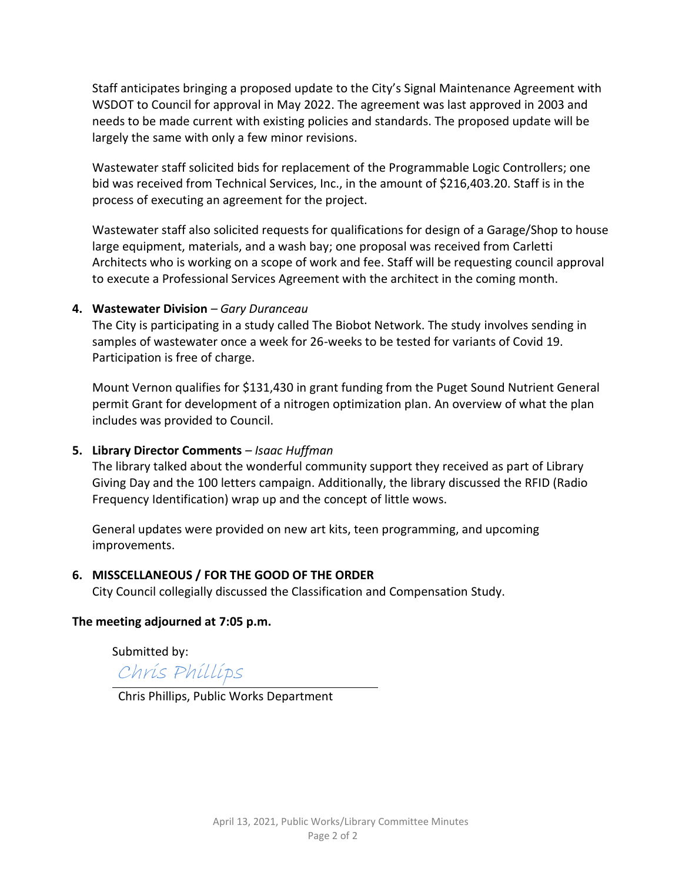Staff anticipates bringing a proposed update to the City's Signal Maintenance Agreement with WSDOT to Council for approval in May 2022. The agreement was last approved in 2003 and needs to be made current with existing policies and standards. The proposed update will be largely the same with only a few minor revisions.

Wastewater staff solicited bids for replacement of the Programmable Logic Controllers; one bid was received from Technical Services, Inc., in the amount of $216,403.20. Staff is in the process of executing an agreement for the project.

Wastewater staff also solicited requests for qualifications for design of a Garage/Shop to house large equipment, materials, and a wash bay; one proposal was received from Carletti Architects who is working on a scope of work and fee. Staff will be requesting council approval to execute a Professional Services Agreement with the architect in the coming month.

4. **Wastewater Division** – *Gary Duranceau*

   The City is participating in a study called The Biobot Network. The study involves sending in samples of wastewater once a week for 26-weeks to be tested for variants of Covid 19. Participation is free of charge.

   Mount Vernon qualifies for $131,430 in grant funding from the Puget Sound Nutrient General permit Grant for development of a nitrogen optimization plan. An overview of what the plan includes was provided to Council.

5. **Library Director Comments** – *Isaac Huffman*

   The library talked about the wonderful community support they received as part of Library Giving Day and the 100 letters campaign. Additionally, the library discussed the RFID (Radio Frequency Identification) wrap up and the concept of little wows.

   General updates were provided on new art kits, teen programming, and upcoming improvements.

6. **MISSCELLANEOUS / FOR THE GOOD OF THE ORDER**

   City Council collegially discussed the Classification and Compensation Study.

**The meeting adjourned at 7:05 p.m.**

Submitted by:

*Chris Phillips*

Chris Phillips, Public Works Department